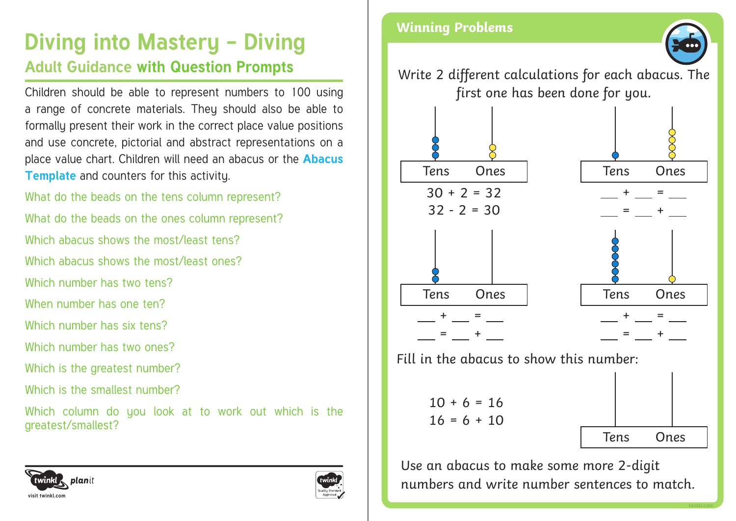# Diving into Mastery – Diving

## Adult Guidance with Question Prompts

Children should be able to represent numbers to 100 using a range of concrete materials. They should also be able to formally present their work in the correct place value positions and use concrete, pictorial and abstract representations on a place value chart. Children will need an abacus or the **Abacus Template** and counters for this activity.

What do the beads on the tens column represent?

What do the beads on the ones column represent?

Which abacus shows the most/least tens?

Which abacus shows the most/least ones?

Which number has two tens?

When number has one ten?

Which number has six tens?

Which number has two ones?

Which is the greatest number?

Which is the smallest number?

Which column do you look at to work out which is the greatest/smallest?

## Winning Problems

*Write 2 different calculations for each abacus. The first one has been done for you.*

| Tens | Ones |
|---|---|
| 3 beads | 2 beads |

30 + 2 = 32
32 - 2 = 30

| Tens | Ones |
|---|---|
| 1 bead | 4 beads |

___ + ___ = ___
___ = ___ + ___

| Tens | Ones |
|---|---|
| 2 beads | 0 beads |

___ + ___ = ___
___ = ___ + ___

| Tens | Ones |
|---|---|
| 6 beads | 1 bead |

___ + ___ = ___
___ = ___ + ___

*Fill in the abacus to show this number:*

10 + 6 = 16
16 = 6 + 10

| Tens | Ones |
|---|---|
| | |

*Use an abacus to make some more 2-digit numbers and write number sentences to match.*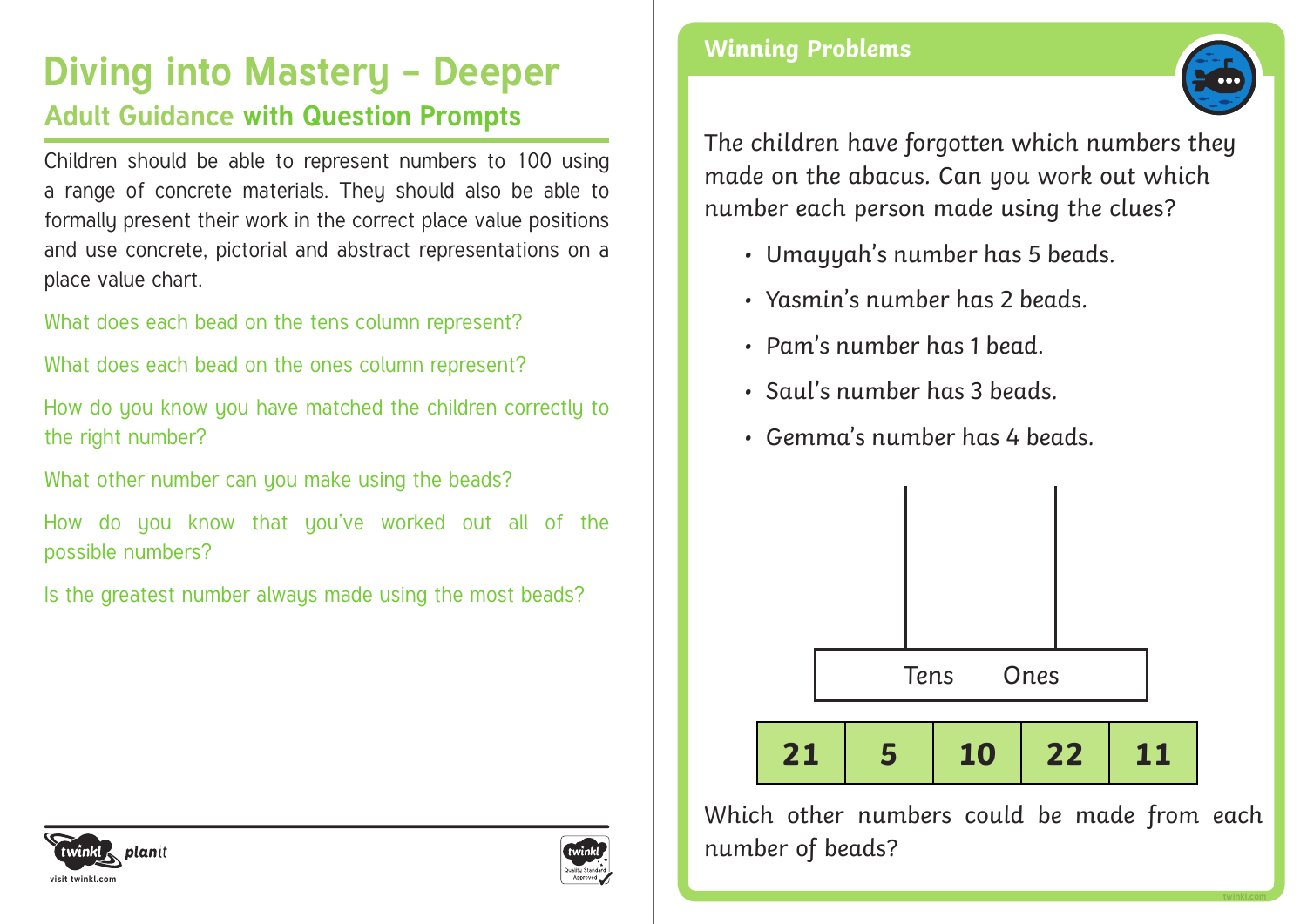# Diving into Mastery – Deeper

## Adult Guidance with Question Prompts

Children should be able to represent numbers to 100 using a range of concrete materials. They should also be able to formally present their work in the correct place value positions and use concrete, pictorial and abstract representations on a place value chart.

What does each bead on the tens column represent?

What does each bead on the ones column represent?

How do you know you have matched the children correctly to the right number?

What other number can you make using the beads?

How do you know that you've worked out all of the possible numbers?

Is the greatest number always made using the most beads?

## Winning Problems

The children have forgotten which numbers they made on the abacus. Can you work out which number each person made using the clues?

- Umayyah's number has 5 beads.
- Yasmin's number has 2 beads.
- Pam's number has 1 bead.
- Saul's number has 3 beads.
- Gemma's number has 4 beads.

Tens Ones

| 21 | 5 | 10 | 22 | 11 |
|---|---|---|---|---|

Which other numbers could be made from each number of beads?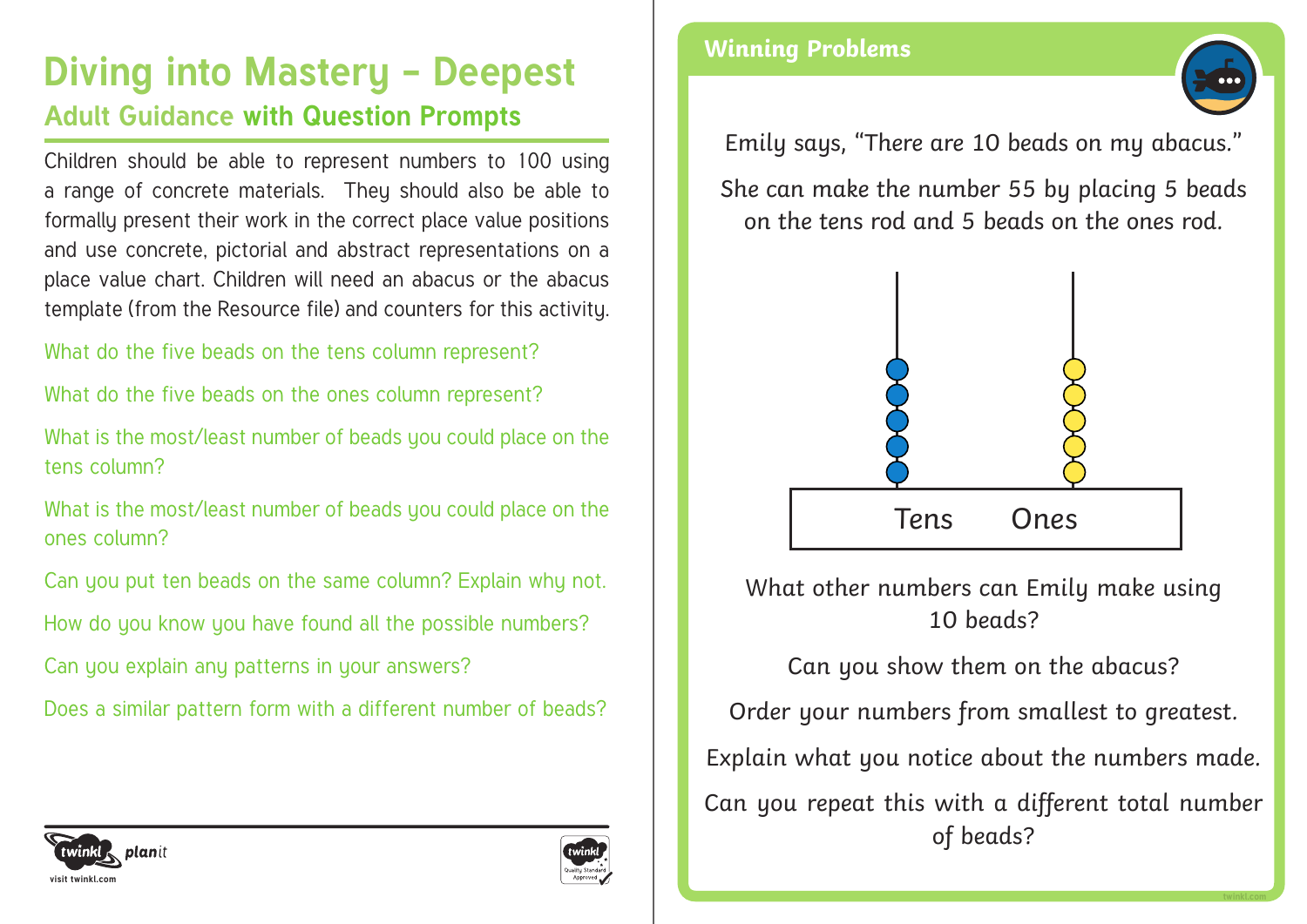# Diving into Mastery – Deepest

## Adult Guidance with Question Prompts

Children should be able to represent numbers to 100 using a range of concrete materials. They should also be able to formally present their work in the correct place value positions and use concrete, pictorial and abstract representations on a place value chart. Children will need an abacus or the abacus template (from the Resource file) and counters for this activity.

What do the five beads on the tens column represent?

What do the five beads on the ones column represent?

What is the most/least number of beads you could place on the tens column?

What is the most/least number of beads you could place on the ones column?

Can you put ten beads on the same column? Explain why not.

How do you know you have found all the possible numbers?

Can you explain any patterns in your answers?

Does a similar pattern form with a different number of beads?

## Winning Problems

Emily says, "There are 10 beads on my abacus."

She can make the number 55 by placing 5 beads on the tens rod and 5 beads on the ones rod.

Tens Ones

What other numbers can Emily make using 10 beads?

Can you show them on the abacus?

Order your numbers from smallest to greatest.

Explain what you notice about the numbers made.

Can you repeat this with a different total number of beads?